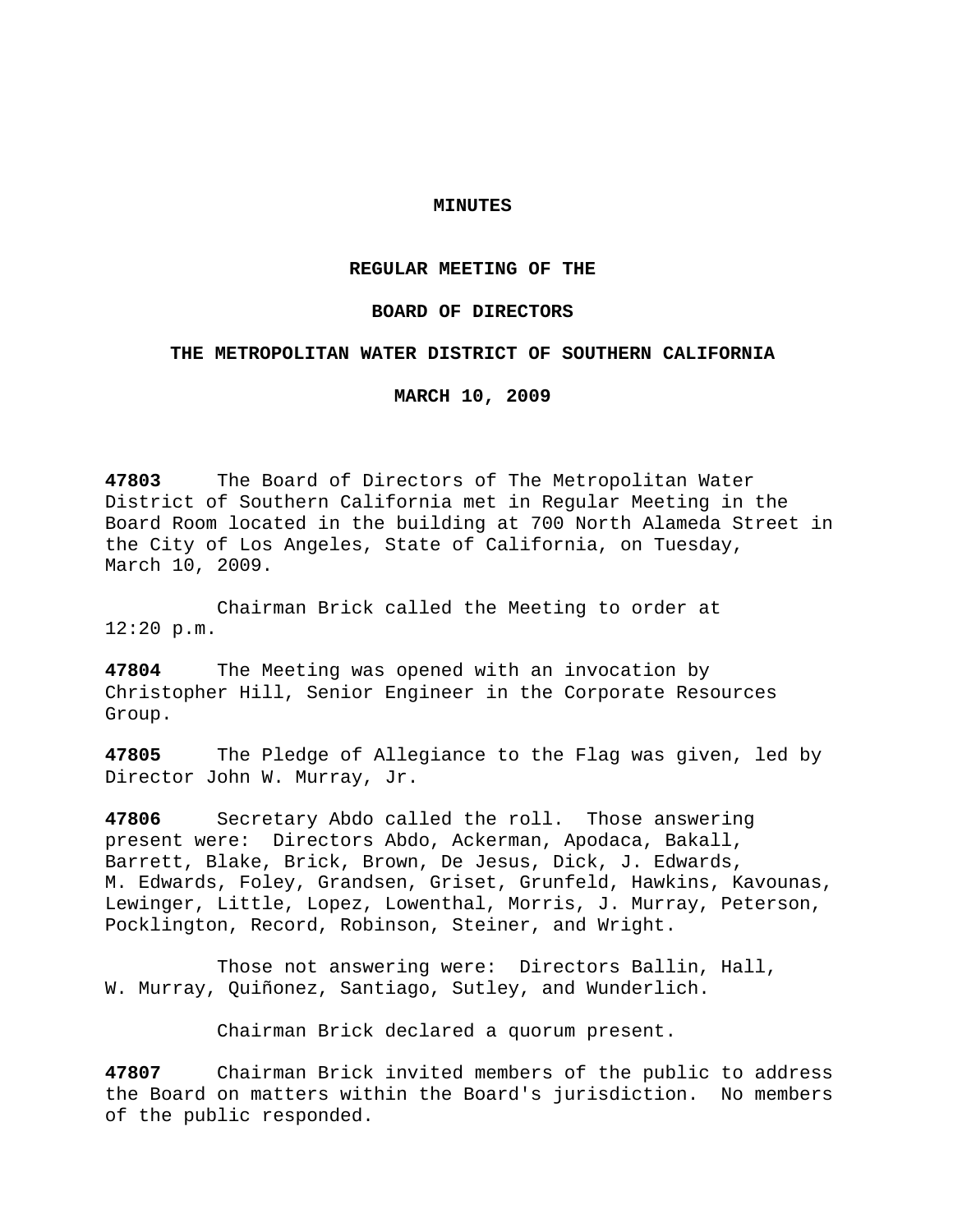# MINUTES

## REGULAR MEETING OF THE

## BOARD OF DIRECTORS

## THE METROPOLITAN WATER DISTRICT OF SOUTHERN CALIFORNIA

## MARCH 10, 2009

**47803** The Board of Directors of The Metropolitan Water District of Southern California met in Regular Meeting in the Board Room located in the building at 700 North Alameda Street in the City of Los Angeles, State of California, on Tuesday, March 10, 2009.

Chairman Brick called the Meeting to order at 12:20 p.m.

**47804** The Meeting was opened with an invocation by Christopher Hill, Senior Engineer in the Corporate Resources Group.

**47805** The Pledge of Allegiance to the Flag was given, led by Director John W. Murray, Jr.

**47806** Secretary Abdo called the roll. Those answering present were: Directors Abdo, Ackerman, Apodaca, Bakall, Barrett, Blake, Brick, Brown, De Jesus, Dick, J. Edwards, M. Edwards, Foley, Grandsen, Griset, Grunfeld, Hawkins, Kavounas, Lewinger, Little, Lopez, Lowenthal, Morris, J. Murray, Peterson, Pocklington, Record, Robinson, Steiner, and Wright.

Those not answering were: Directors Ballin, Hall, W. Murray, Quiñonez, Santiago, Sutley, and Wunderlich.

Chairman Brick declared a quorum present.

**47807** Chairman Brick invited members of the public to address the Board on matters within the Board's jurisdiction. No members of the public responded.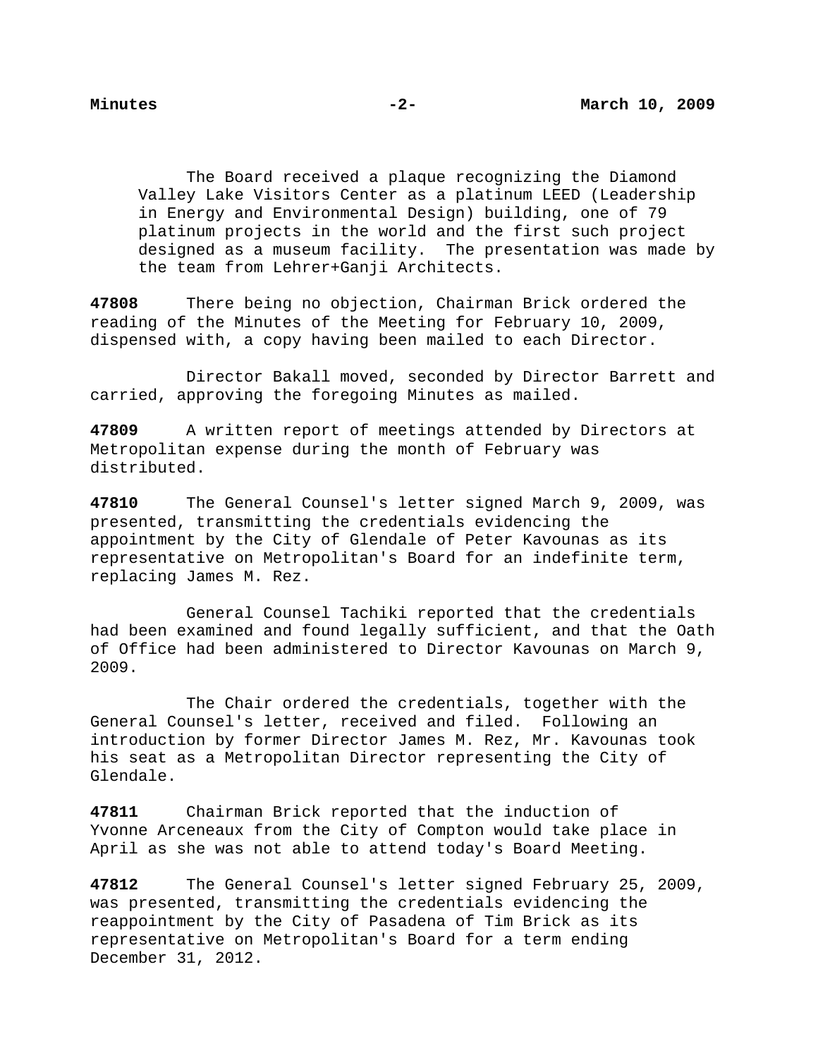The Board received a plaque recognizing the Diamond Valley Lake Visitors Center as a platinum LEED (Leadership in Energy and Environmental Design) building, one of 79 platinum projects in the world and the first such project designed as a museum facility. The presentation was made by the team from Lehrer+Ganji Architects.

**47808** There being no objection, Chairman Brick ordered the reading of the Minutes of the Meeting for February 10, 2009, dispensed with, a copy having been mailed to each Director.

Director Bakall moved, seconded by Director Barrett and carried, approving the foregoing Minutes as mailed.

**47809** A written report of meetings attended by Directors at Metropolitan expense during the month of February was distributed.

**47810** The General Counsel's letter signed March 9, 2009, was presented, transmitting the credentials evidencing the appointment by the City of Glendale of Peter Kavounas as its representative on Metropolitan's Board for an indefinite term, replacing James M. Rez.

General Counsel Tachiki reported that the credentials had been examined and found legally sufficient, and that the Oath of Office had been administered to Director Kavounas on March 9, 2009.

The Chair ordered the credentials, together with the General Counsel's letter, received and filed. Following an introduction by former Director James M. Rez, Mr. Kavounas took his seat as a Metropolitan Director representing the City of Glendale.

**47811** Chairman Brick reported that the induction of Yvonne Arceneaux from the City of Compton would take place in April as she was not able to attend today's Board Meeting.

**47812** The General Counsel's letter signed February 25, 2009, was presented, transmitting the credentials evidencing the reappointment by the City of Pasadena of Tim Brick as its representative on Metropolitan's Board for a term ending December 31, 2012.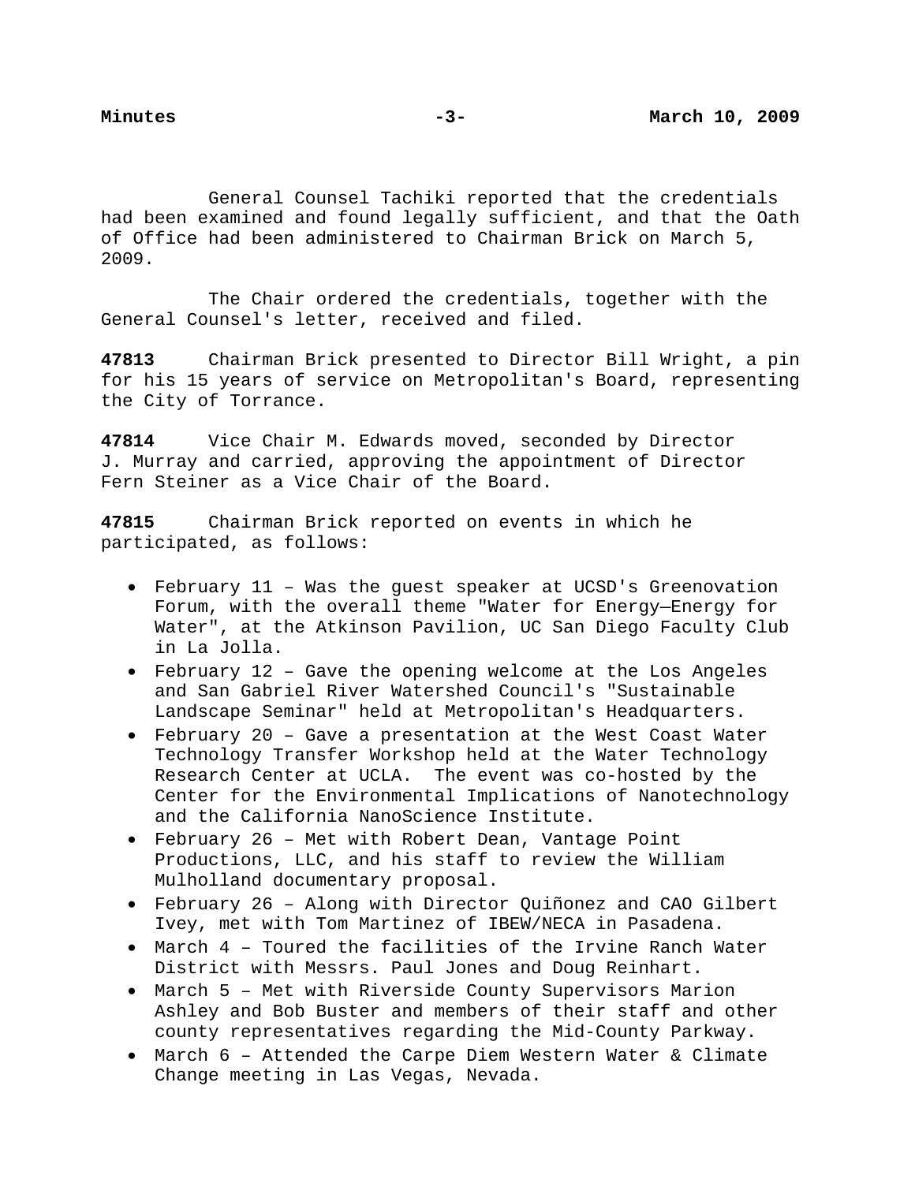General Counsel Tachiki reported that the credentials had been examined and found legally sufficient, and that the Oath of Office had been administered to Chairman Brick on March 5, 2009.

The Chair ordered the credentials, together with the General Counsel's letter, received and filed.

**47813** Chairman Brick presented to Director Bill Wright, a pin for his 15 years of service on Metropolitan's Board, representing the City of Torrance.

**47814** Vice Chair M. Edwards moved, seconded by Director J. Murray and carried, approving the appointment of Director Fern Steiner as a Vice Chair of the Board.

**47815** Chairman Brick reported on events in which he participated, as follows:

- February 11 – Was the guest speaker at UCSD's Greenovation Forum, with the overall theme "Water for Energy—Energy for Water", at the Atkinson Pavilion, UC San Diego Faculty Club in La Jolla.
- February 12 – Gave the opening welcome at the Los Angeles and San Gabriel River Watershed Council's "Sustainable Landscape Seminar" held at Metropolitan's Headquarters.
- February 20 – Gave a presentation at the West Coast Water Technology Transfer Workshop held at the Water Technology Research Center at UCLA. The event was co-hosted by the Center for the Environmental Implications of Nanotechnology and the California NanoScience Institute.
- February 26 – Met with Robert Dean, Vantage Point Productions, LLC, and his staff to review the William Mulholland documentary proposal.
- February 26 – Along with Director Quiñonez and CAO Gilbert Ivey, met with Tom Martinez of IBEW/NECA in Pasadena.
- March 4 – Toured the facilities of the Irvine Ranch Water District with Messrs. Paul Jones and Doug Reinhart.
- March 5 – Met with Riverside County Supervisors Marion Ashley and Bob Buster and members of their staff and other county representatives regarding the Mid-County Parkway.
- March 6 – Attended the Carpe Diem Western Water & Climate Change meeting in Las Vegas, Nevada.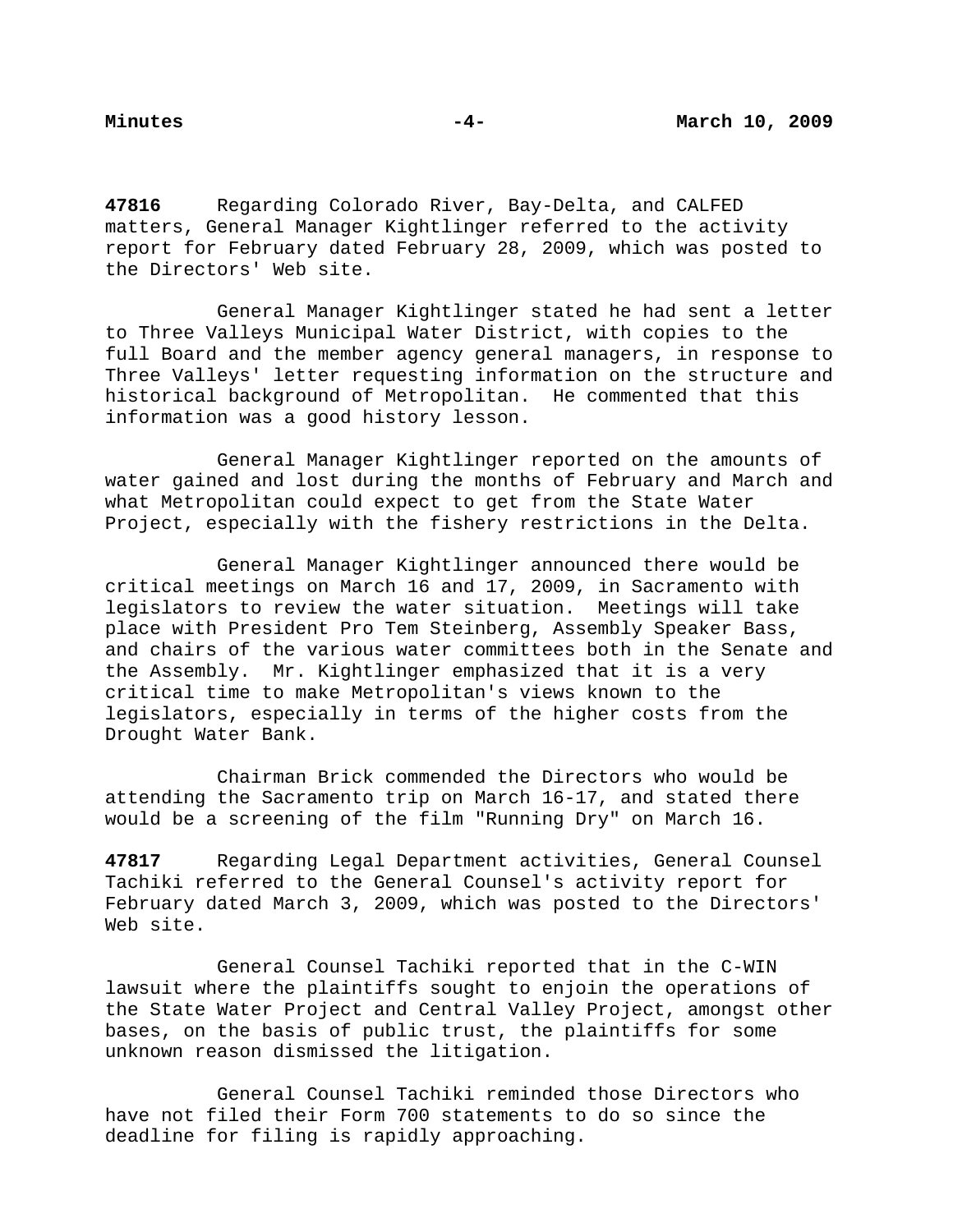**47816** Regarding Colorado River, Bay-Delta, and CALFED matters, General Manager Kightlinger referred to the activity report for February dated February 28, 2009, which was posted to the Directors' Web site.

General Manager Kightlinger stated he had sent a letter to Three Valleys Municipal Water District, with copies to the full Board and the member agency general managers, in response to Three Valleys' letter requesting information on the structure and historical background of Metropolitan. He commented that this information was a good history lesson.

General Manager Kightlinger reported on the amounts of water gained and lost during the months of February and March and what Metropolitan could expect to get from the State Water Project, especially with the fishery restrictions in the Delta.

General Manager Kightlinger announced there would be critical meetings on March 16 and 17, 2009, in Sacramento with legislators to review the water situation. Meetings will take place with President Pro Tem Steinberg, Assembly Speaker Bass, and chairs of the various water committees both in the Senate and the Assembly. Mr. Kightlinger emphasized that it is a very critical time to make Metropolitan's views known to the legislators, especially in terms of the higher costs from the Drought Water Bank.

Chairman Brick commended the Directors who would be attending the Sacramento trip on March 16-17, and stated there would be a screening of the film "Running Dry" on March 16.

**47817** Regarding Legal Department activities, General Counsel Tachiki referred to the General Counsel's activity report for February dated March 3, 2009, which was posted to the Directors' Web site.

General Counsel Tachiki reported that in the C-WIN lawsuit where the plaintiffs sought to enjoin the operations of the State Water Project and Central Valley Project, amongst other bases, on the basis of public trust, the plaintiffs for some unknown reason dismissed the litigation.

General Counsel Tachiki reminded those Directors who have not filed their Form 700 statements to do so since the deadline for filing is rapidly approaching.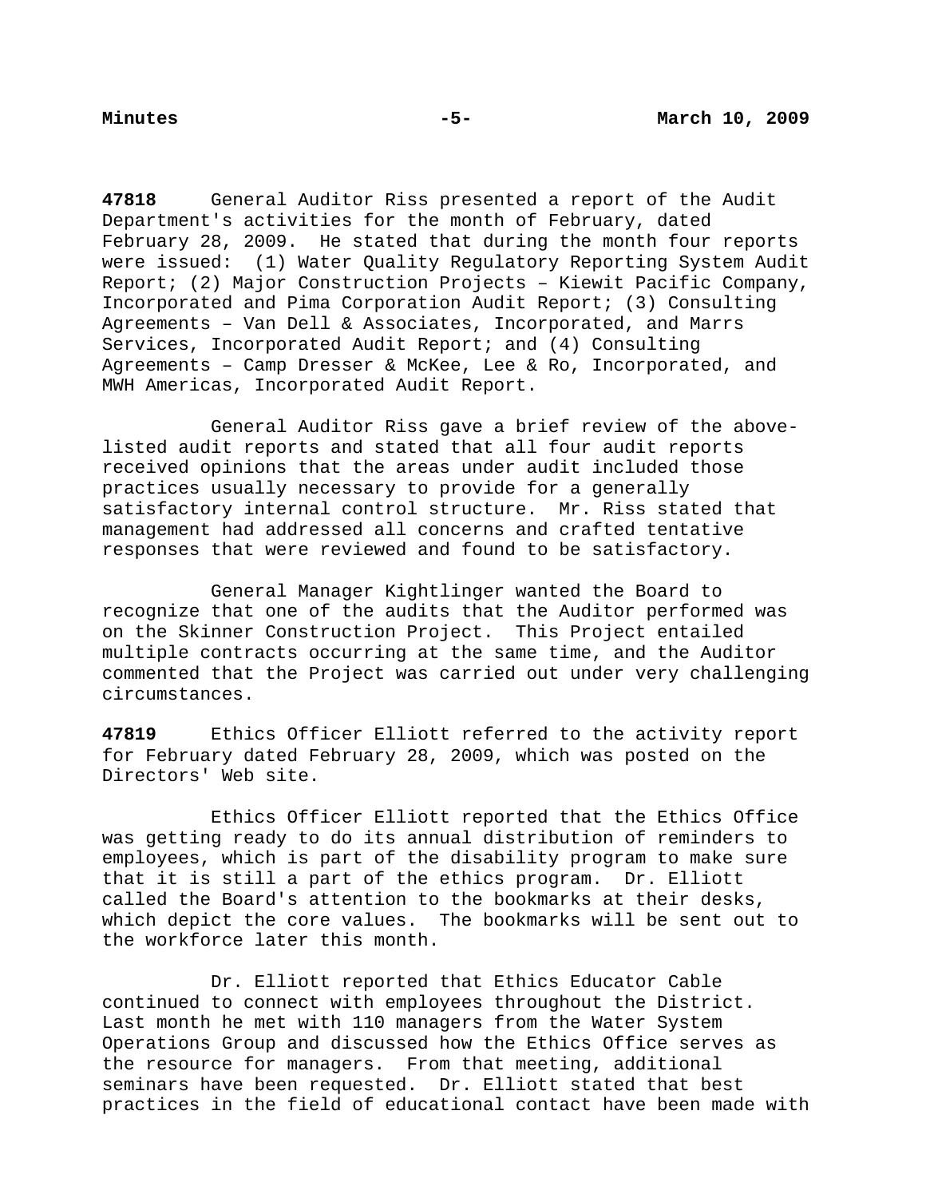**47818** General Auditor Riss presented a report of the Audit Department's activities for the month of February, dated February 28, 2009. He stated that during the month four reports were issued: (1) Water Quality Regulatory Reporting System Audit Report; (2) Major Construction Projects – Kiewit Pacific Company, Incorporated and Pima Corporation Audit Report; (3) Consulting Agreements – Van Dell & Associates, Incorporated, and Marrs Services, Incorporated Audit Report; and (4) Consulting Agreements – Camp Dresser & McKee, Lee & Ro, Incorporated, and MWH Americas, Incorporated Audit Report.

General Auditor Riss gave a brief review of the above-listed audit reports and stated that all four audit reports received opinions that the areas under audit included those practices usually necessary to provide for a generally satisfactory internal control structure. Mr. Riss stated that management had addressed all concerns and crafted tentative responses that were reviewed and found to be satisfactory.

General Manager Kightlinger wanted the Board to recognize that one of the audits that the Auditor performed was on the Skinner Construction Project. This Project entailed multiple contracts occurring at the same time, and the Auditor commented that the Project was carried out under very challenging circumstances.

**47819** Ethics Officer Elliott referred to the activity report for February dated February 28, 2009, which was posted on the Directors' Web site.

Ethics Officer Elliott reported that the Ethics Office was getting ready to do its annual distribution of reminders to employees, which is part of the disability program to make sure that it is still a part of the ethics program. Dr. Elliott called the Board's attention to the bookmarks at their desks, which depict the core values. The bookmarks will be sent out to the workforce later this month.

Dr. Elliott reported that Ethics Educator Cable continued to connect with employees throughout the District. Last month he met with 110 managers from the Water System Operations Group and discussed how the Ethics Office serves as the resource for managers. From that meeting, additional seminars have been requested. Dr. Elliott stated that best practices in the field of educational contact have been made with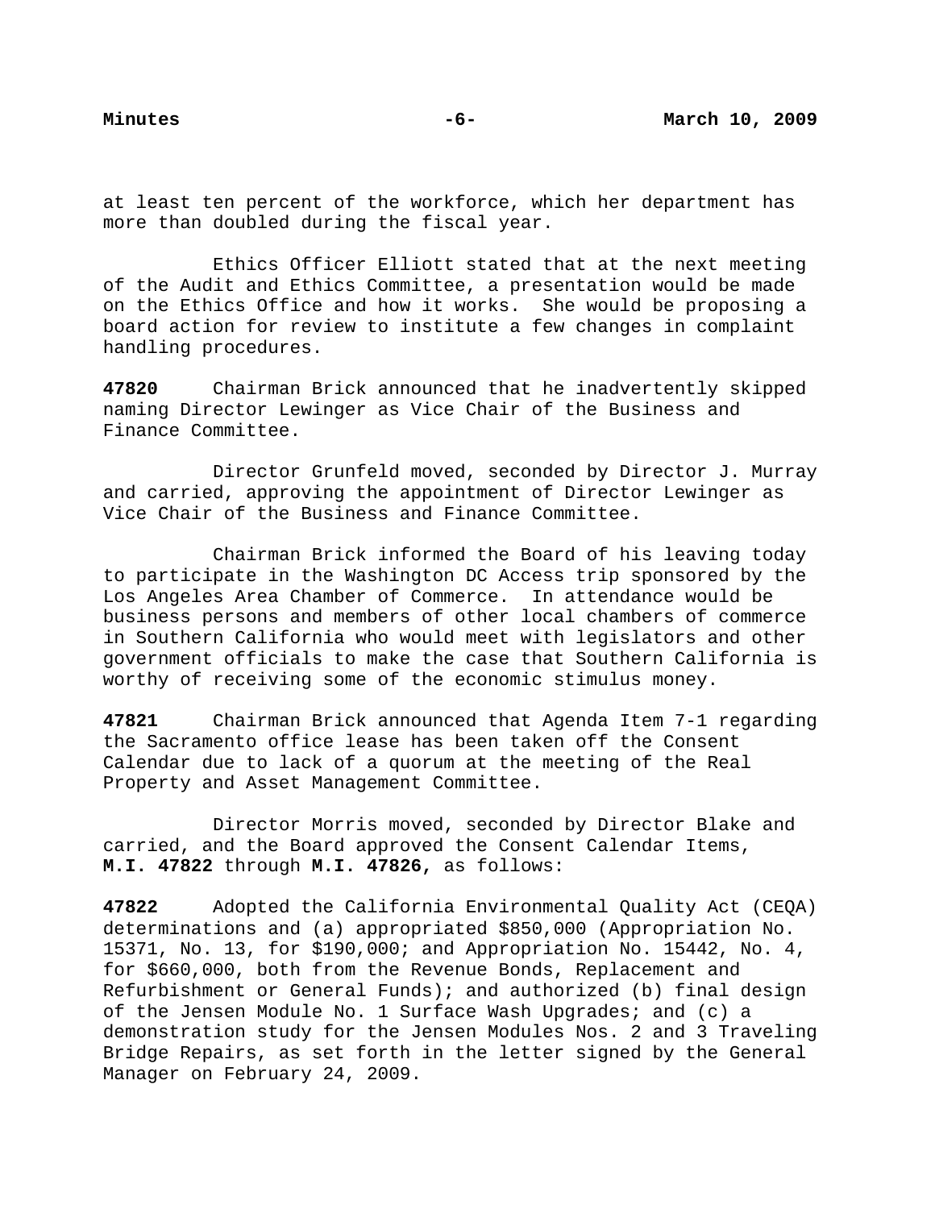at least ten percent of the workforce, which her department has more than doubled during the fiscal year.

Ethics Officer Elliott stated that at the next meeting of the Audit and Ethics Committee, a presentation would be made on the Ethics Office and how it works. She would be proposing a board action for review to institute a few changes in complaint handling procedures.

**47820** Chairman Brick announced that he inadvertently skipped naming Director Lewinger as Vice Chair of the Business and Finance Committee.

Director Grunfeld moved, seconded by Director J. Murray and carried, approving the appointment of Director Lewinger as Vice Chair of the Business and Finance Committee.

Chairman Brick informed the Board of his leaving today to participate in the Washington DC Access trip sponsored by the Los Angeles Area Chamber of Commerce. In attendance would be business persons and members of other local chambers of commerce in Southern California who would meet with legislators and other government officials to make the case that Southern California is worthy of receiving some of the economic stimulus money.

**47821** Chairman Brick announced that Agenda Item 7-1 regarding the Sacramento office lease has been taken off the Consent Calendar due to lack of a quorum at the meeting of the Real Property and Asset Management Committee.

Director Morris moved, seconded by Director Blake and carried, and the Board approved the Consent Calendar Items, **M.I. 47822** through **M.I. 47826,** as follows:

**47822** Adopted the California Environmental Quality Act (CEQA) determinations and (a) appropriated $850,000 (Appropriation No. 15371, No. 13, for $190,000; and Appropriation No. 15442, No. 4, for $660,000, both from the Revenue Bonds, Replacement and Refurbishment or General Funds); and authorized (b) final design of the Jensen Module No. 1 Surface Wash Upgrades; and (c) a demonstration study for the Jensen Modules Nos. 2 and 3 Traveling Bridge Repairs, as set forth in the letter signed by the General Manager on February 24, 2009.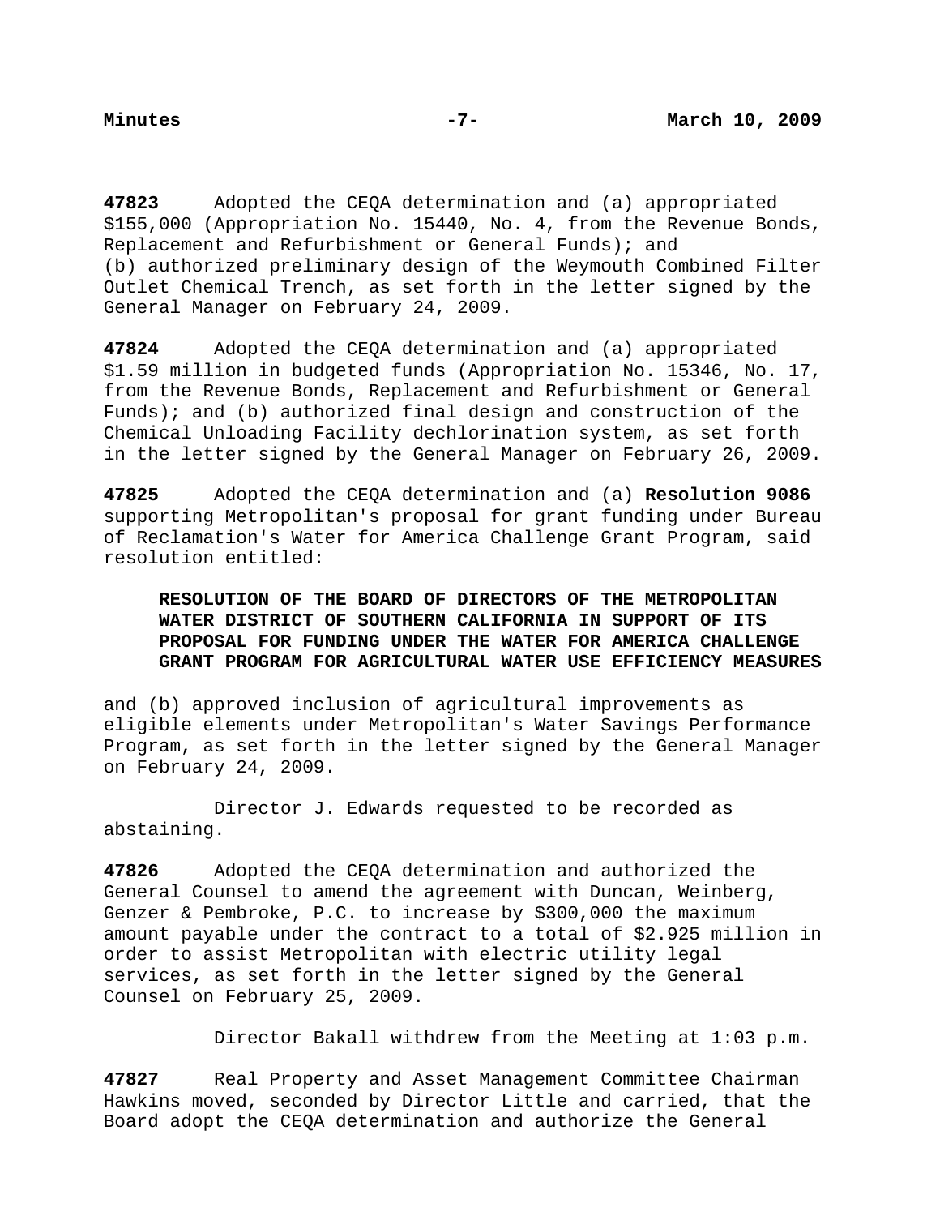**47823** Adopted the CEQA determination and (a) appropriated $155,000 (Appropriation No. 15440, No. 4, from the Revenue Bonds, Replacement and Refurbishment or General Funds); and (b) authorized preliminary design of the Weymouth Combined Filter Outlet Chemical Trench, as set forth in the letter signed by the General Manager on February 24, 2009.

**47824** Adopted the CEQA determination and (a) appropriated $1.59 million in budgeted funds (Appropriation No. 15346, No. 17, from the Revenue Bonds, Replacement and Refurbishment or General Funds); and (b) authorized final design and construction of the Chemical Unloading Facility dechlorination system, as set forth in the letter signed by the General Manager on February 26, 2009.

**47825** Adopted the CEQA determination and (a) **Resolution 9086** supporting Metropolitan's proposal for grant funding under Bureau of Reclamation's Water for America Challenge Grant Program, said resolution entitled:

> **RESOLUTION OF THE BOARD OF DIRECTORS OF THE METROPOLITAN WATER DISTRICT OF SOUTHERN CALIFORNIA IN SUPPORT OF ITS PROPOSAL FOR FUNDING UNDER THE WATER FOR AMERICA CHALLENGE GRANT PROGRAM FOR AGRICULTURAL WATER USE EFFICIENCY MEASURES**

and (b) approved inclusion of agricultural improvements as eligible elements under Metropolitan's Water Savings Performance Program, as set forth in the letter signed by the General Manager on February 24, 2009.

Director J. Edwards requested to be recorded as abstaining.

**47826** Adopted the CEQA determination and authorized the General Counsel to amend the agreement with Duncan, Weinberg, Genzer & Pembroke, P.C. to increase by $300,000 the maximum amount payable under the contract to a total of $2.925 million in order to assist Metropolitan with electric utility legal services, as set forth in the letter signed by the General Counsel on February 25, 2009.

Director Bakall withdrew from the Meeting at 1:03 p.m.

**47827** Real Property and Asset Management Committee Chairman Hawkins moved, seconded by Director Little and carried, that the Board adopt the CEQA determination and authorize the General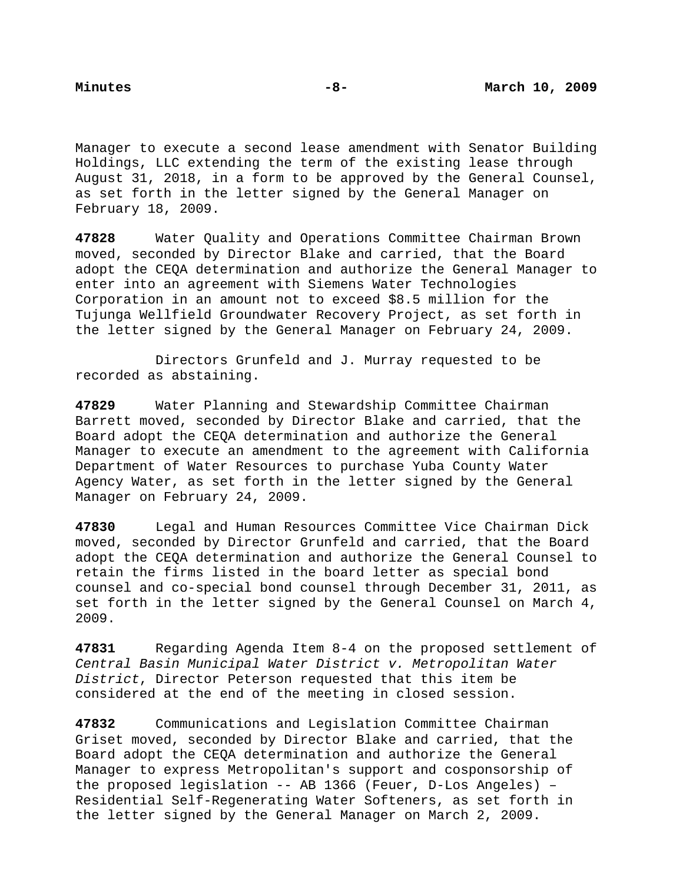Manager to execute a second lease amendment with Senator Building Holdings, LLC extending the term of the existing lease through August 31, 2018, in a form to be approved by the General Counsel, as set forth in the letter signed by the General Manager on February 18, 2009.

**47828** Water Quality and Operations Committee Chairman Brown moved, seconded by Director Blake and carried, that the Board adopt the CEQA determination and authorize the General Manager to enter into an agreement with Siemens Water Technologies Corporation in an amount not to exceed $8.5 million for the Tujunga Wellfield Groundwater Recovery Project, as set forth in the letter signed by the General Manager on February 24, 2009.

Directors Grunfeld and J. Murray requested to be recorded as abstaining.

**47829** Water Planning and Stewardship Committee Chairman Barrett moved, seconded by Director Blake and carried, that the Board adopt the CEQA determination and authorize the General Manager to execute an amendment to the agreement with California Department of Water Resources to purchase Yuba County Water Agency Water, as set forth in the letter signed by the General Manager on February 24, 2009.

**47830** Legal and Human Resources Committee Vice Chairman Dick moved, seconded by Director Grunfeld and carried, that the Board adopt the CEQA determination and authorize the General Counsel to retain the firms listed in the board letter as special bond counsel and co-special bond counsel through December 31, 2011, as set forth in the letter signed by the General Counsel on March 4, 2009.

**47831** Regarding Agenda Item 8-4 on the proposed settlement of *Central Basin Municipal Water District v. Metropolitan Water District*, Director Peterson requested that this item be considered at the end of the meeting in closed session.

**47832** Communications and Legislation Committee Chairman Griset moved, seconded by Director Blake and carried, that the Board adopt the CEQA determination and authorize the General Manager to express Metropolitan's support and cosponsorship of the proposed legislation -- AB 1366 (Feuer, D-Los Angeles) – Residential Self-Regenerating Water Softeners, as set forth in the letter signed by the General Manager on March 2, 2009.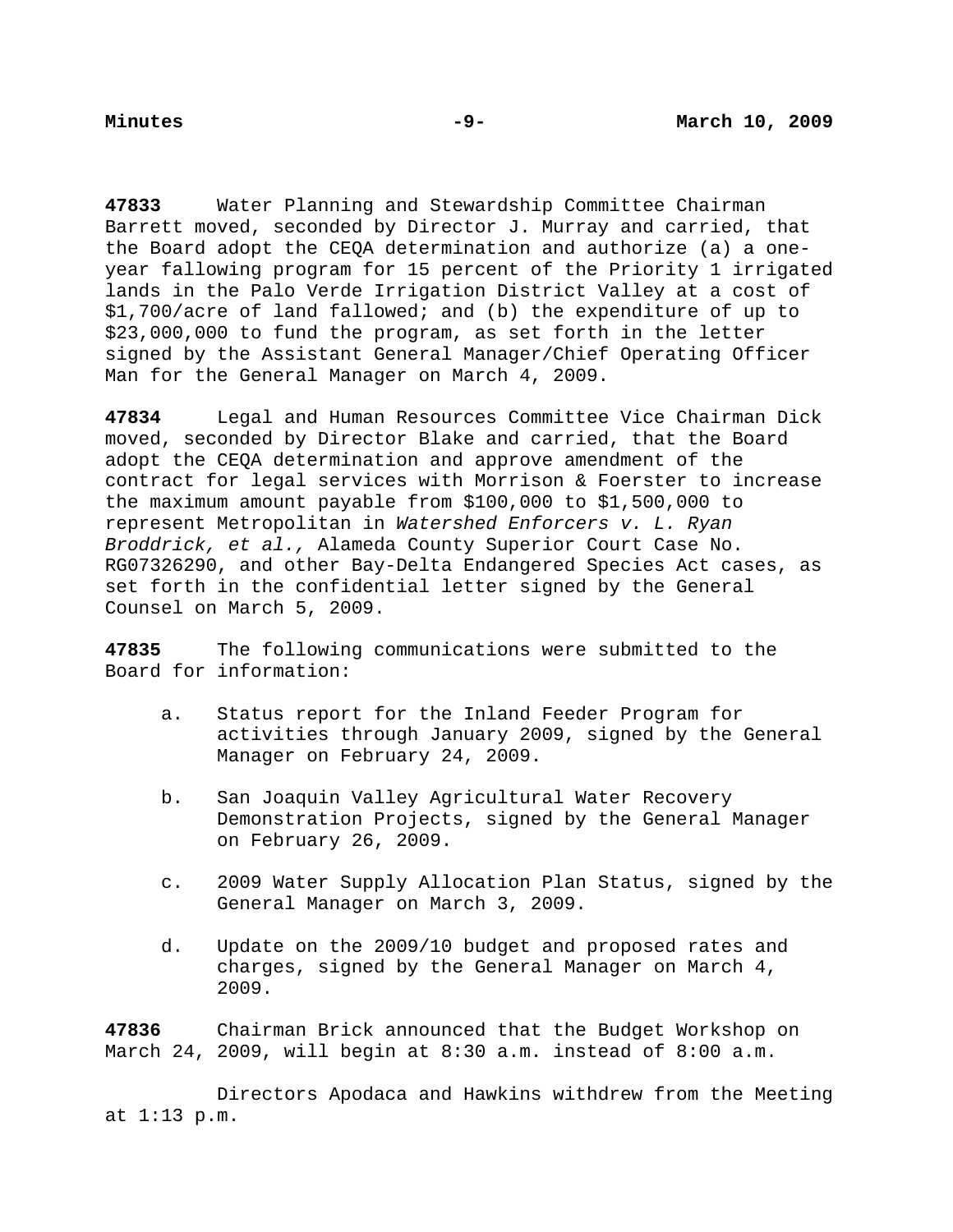**47833** Water Planning and Stewardship Committee Chairman Barrett moved, seconded by Director J. Murray and carried, that the Board adopt the CEQA determination and authorize (a) a one-year fallowing program for 15 percent of the Priority 1 irrigated lands in the Palo Verde Irrigation District Valley at a cost of $1,700/acre of land fallowed; and (b) the expenditure of up to $23,000,000 to fund the program, as set forth in the letter signed by the Assistant General Manager/Chief Operating Officer Man for the General Manager on March 4, 2009.

**47834** Legal and Human Resources Committee Vice Chairman Dick moved, seconded by Director Blake and carried, that the Board adopt the CEQA determination and approve amendment of the contract for legal services with Morrison & Foerster to increase the maximum amount payable from $100,000 to $1,500,000 to represent Metropolitan in *Watershed Enforcers v. L. Ryan Broddrick, et al.,* Alameda County Superior Court Case No. RG07326290, and other Bay-Delta Endangered Species Act cases, as set forth in the confidential letter signed by the General Counsel on March 5, 2009.

**47835** The following communications were submitted to the Board for information:

a. Status report for the Inland Feeder Program for activities through January 2009, signed by the General Manager on February 24, 2009.

b. San Joaquin Valley Agricultural Water Recovery Demonstration Projects, signed by the General Manager on February 26, 2009.

c. 2009 Water Supply Allocation Plan Status, signed by the General Manager on March 3, 2009.

d. Update on the 2009/10 budget and proposed rates and charges, signed by the General Manager on March 4, 2009.

**47836** Chairman Brick announced that the Budget Workshop on March 24, 2009, will begin at 8:30 a.m. instead of 8:00 a.m.

Directors Apodaca and Hawkins withdrew from the Meeting at 1:13 p.m.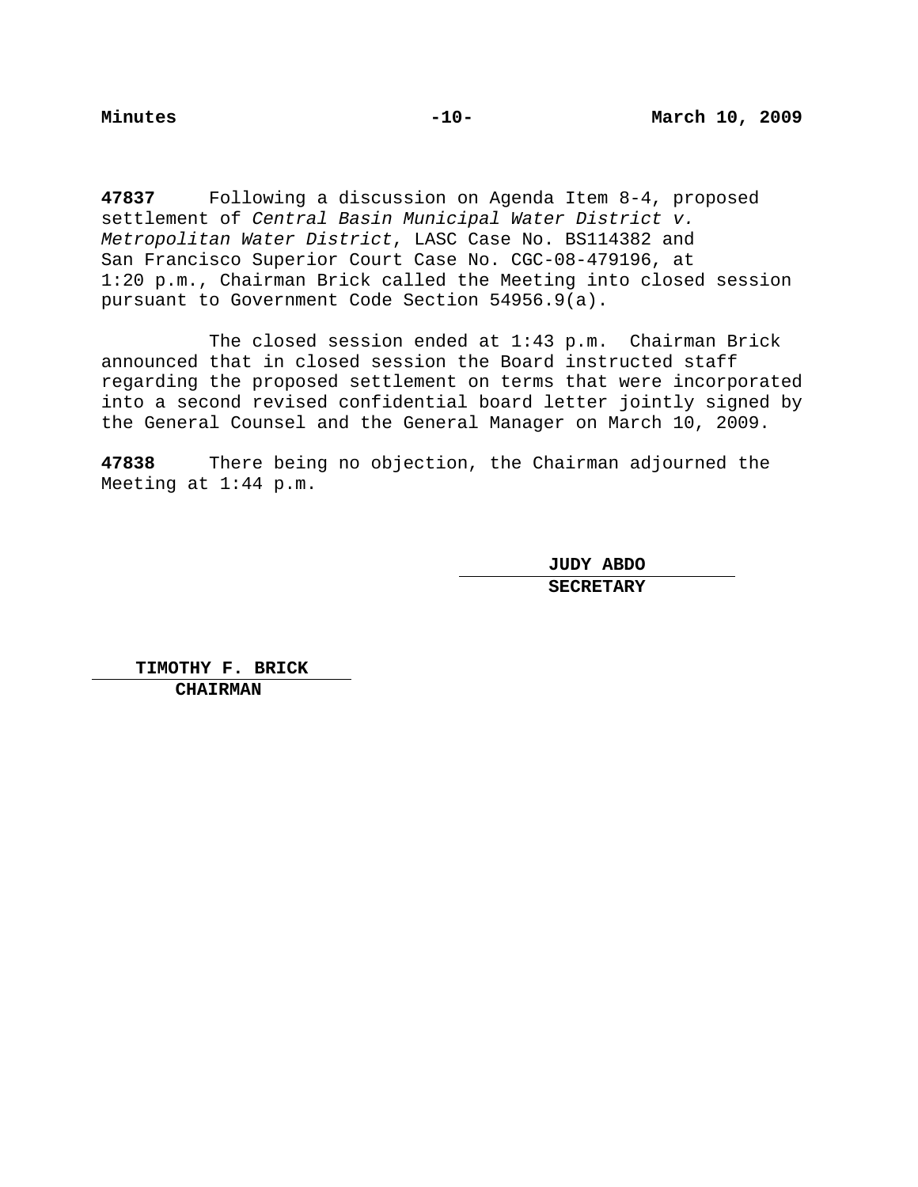**47837** Following a discussion on Agenda Item 8-4, proposed settlement of *Central Basin Municipal Water District v. Metropolitan Water District*, LASC Case No. BS114382 and San Francisco Superior Court Case No. CGC-08-479196, at 1:20 p.m., Chairman Brick called the Meeting into closed session pursuant to Government Code Section 54956.9(a).

The closed session ended at 1:43 p.m. Chairman Brick announced that in closed session the Board instructed staff regarding the proposed settlement on terms that were incorporated into a second revised confidential board letter jointly signed by the General Counsel and the General Manager on March 10, 2009.

**47838** There being no objection, the Chairman adjourned the Meeting at 1:44 p.m.

**JUDY ABDO**
**SECRETARY**

**TIMOTHY F. BRICK**
**CHAIRMAN**